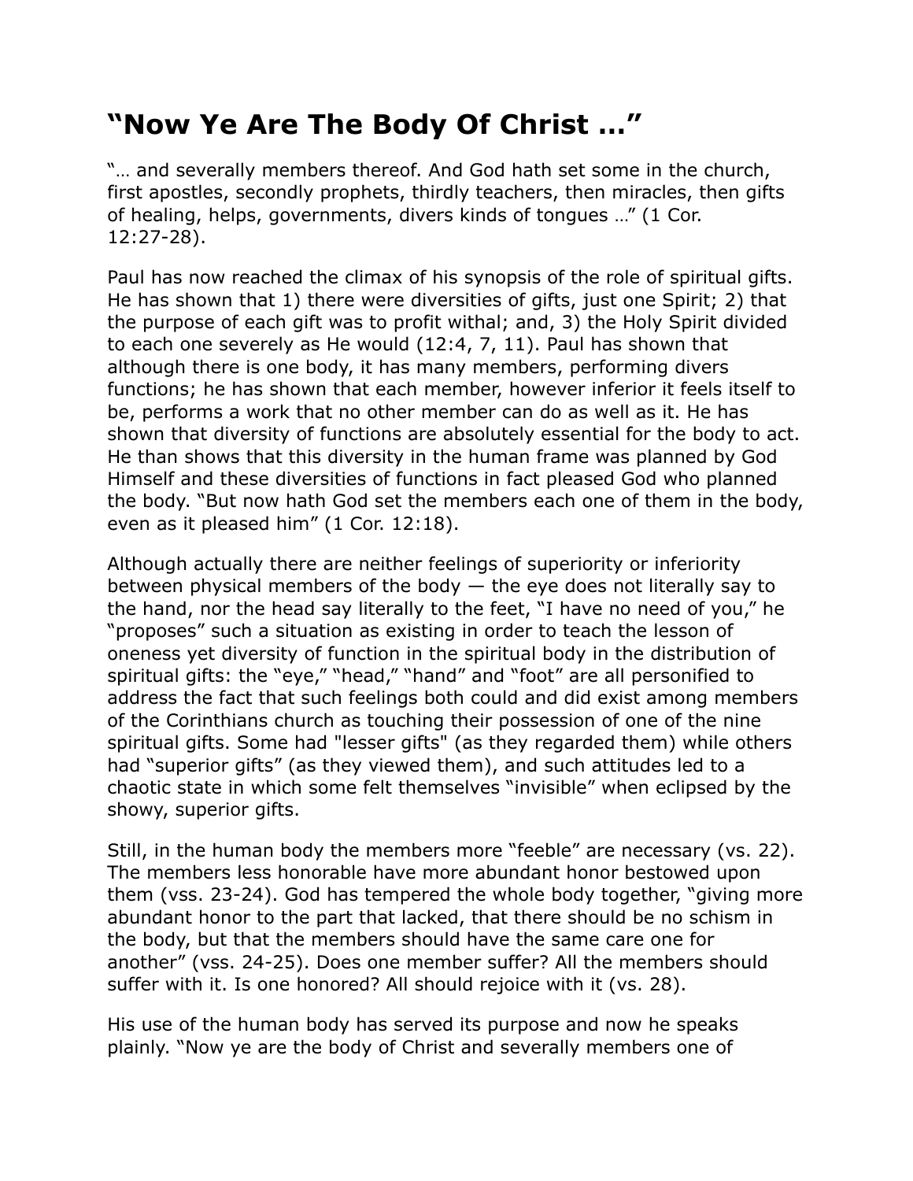# “Now Ye Are The Body Of Christ …”

“… and severally members thereof. And God hath set some in the church, first apostles, secondly prophets, thirdly teachers, then miracles, then gifts of healing, helps, governments, divers kinds of tongues …” (1 Cor. 12:27-28).

Paul has now reached the climax of his synopsis of the role of spiritual gifts. He has shown that 1) there were diversities of gifts, just one Spirit; 2) that the purpose of each gift was to profit withal; and, 3) the Holy Spirit divided to each one severely as He would (12:4, 7, 11). Paul has shown that although there is one body, it has many members, performing divers functions; he has shown that each member, however inferior it feels itself to be, performs a work that no other member can do as well as it. He has shown that diversity of functions are absolutely essential for the body to act. He than shows that this diversity in the human frame was planned by God Himself and these diversities of functions in fact pleased God who planned the body. “But now hath God set the members each one of them in the body, even as it pleased him” (1 Cor. 12:18).

Although actually there are neither feelings of superiority or inferiority between physical members of the body — the eye does not literally say to the hand, nor the head say literally to the feet, “I have no need of you,” he “proposes” such a situation as existing in order to teach the lesson of oneness yet diversity of function in the spiritual body in the distribution of spiritual gifts: the “eye,” “head,” “hand” and “foot” are all personified to address the fact that such feelings both could and did exist among members of the Corinthians church as touching their possession of one of the nine spiritual gifts. Some had "lesser gifts" (as they regarded them) while others had “superior gifts” (as they viewed them), and such attitudes led to a chaotic state in which some felt themselves “invisible” when eclipsed by the showy, superior gifts.

Still, in the human body the members more “feeble” are necessary (vs. 22). The members less honorable have more abundant honor bestowed upon them (vss. 23-24). God has tempered the whole body together, “giving more abundant honor to the part that lacked, that there should be no schism in the body, but that the members should have the same care one for another” (vss. 24-25). Does one member suffer? All the members should suffer with it. Is one honored? All should rejoice with it (vs. 28).

His use of the human body has served its purpose and now he speaks plainly. “Now ye are the body of Christ and severally members one of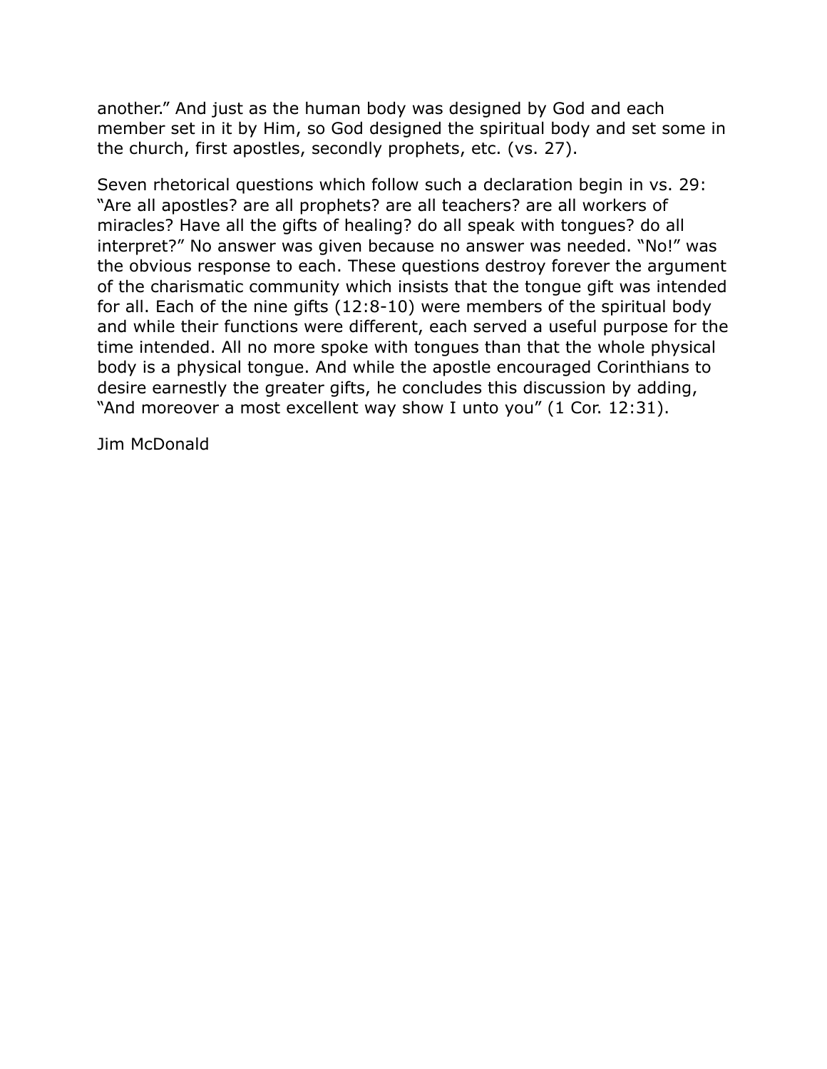another." And just as the human body was designed by God and each member set in it by Him, so God designed the spiritual body and set some in the church, first apostles, secondly prophets, etc. (vs. 27).

Seven rhetorical questions which follow such a declaration begin in vs. 29: "Are all apostles? are all prophets? are all teachers? are all workers of miracles? Have all the gifts of healing? do all speak with tongues? do all interpret?" No answer was given because no answer was needed. "No!" was the obvious response to each. These questions destroy forever the argument of the charismatic community which insists that the tongue gift was intended for all. Each of the nine gifts (12:8-10) were members of the spiritual body and while their functions were different, each served a useful purpose for the time intended. All no more spoke with tongues than that the whole physical body is a physical tongue. And while the apostle encouraged Corinthians to desire earnestly the greater gifts, he concludes this discussion by adding, "And moreover a most excellent way show I unto you" (1 Cor. 12:31).

Jim McDonald